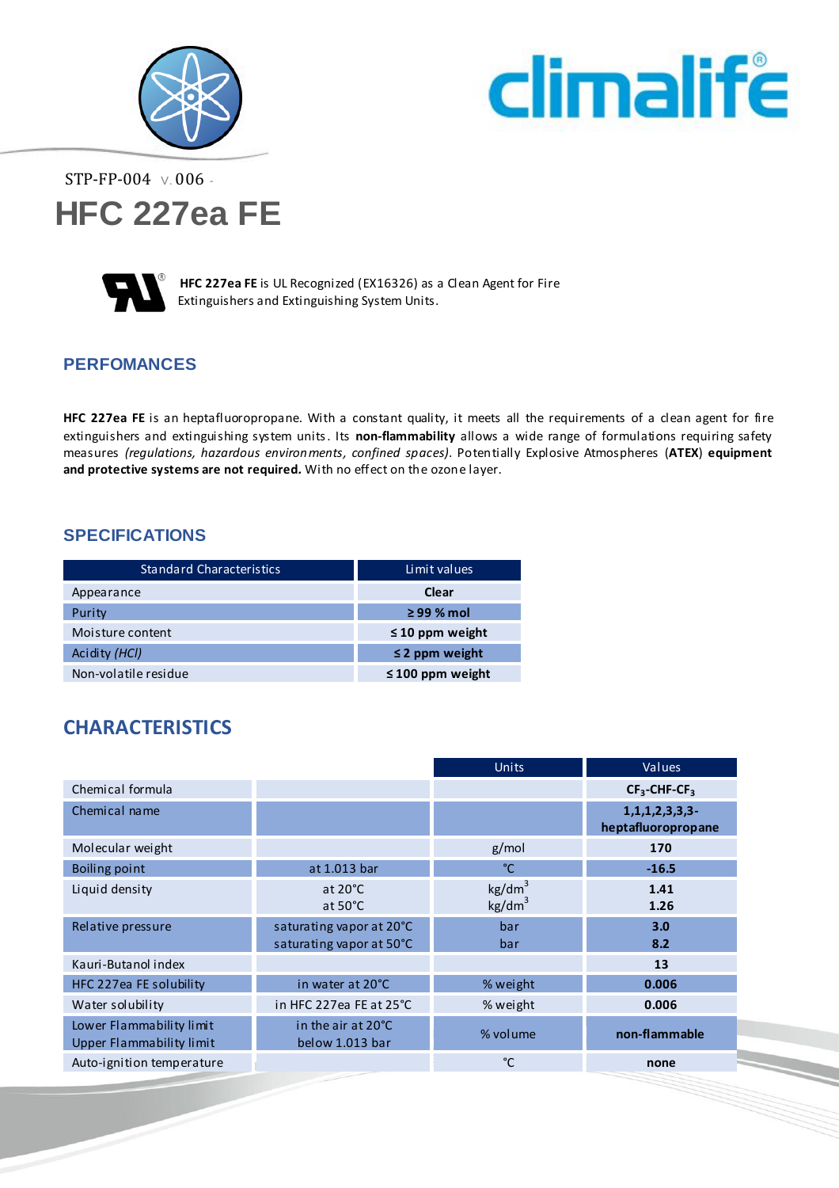STP-FP-004 V. 006 -

# HFC 227ea FE

**HFC 227ea FE** is UL Recognized (EX16326) as a Clean Agent for Fire Extinguishers and Extinguishing System Units.

## PERFOMANCES

**HFC 227ea FE** is an heptafluoropropane. With a constant quality, it meets all the requirements of a clean agent for fire extinguishers and extinguishing system units. Its **non-flammability** allows a wide range of formulations requiring safety measures *(regulations, hazardous environments, confined spaces)*. Potentially Explosive Atmospheres (**ATEX**) **equipment and protective systems are not required.** With no effect on the ozone layer.

## SPECIFICATIONS

| Standard Characteristics | Limit values |
|---|---|
| Appearance | **Clear** |
| Purity | **≥ 99 % mol** |
| Moisture content | **≤ 10 ppm weight** |
| Acidity *(HCl)* | **≤ 2 ppm weight** |
| Non-volatile residue | **≤ 100 ppm weight** |

## CHARACTERISTICS

| | | Units | Values |
|---|---|---|---|
| Chemical formula | | | **$CF_3$-CHF-$CF_3$** |
| Chemical name | | | **1,1,1,2,3,3,3-heptafluoropropane** |
| Molecular weight | | g/mol | **170** |
| Boiling point | at 1.013 bar | °C | **-16.5** |
| Liquid density | at 20°C<br>at 50°C | $kg/dm^3$<br>$kg/dm^3$ | **1.41**<br>**1.26** |
| Relative pressure | saturating vapor at 20°C<br>saturating vapor at 50°C | bar<br>bar | **3.0**<br>**8.2** |
| Kauri-Butanol index | | | **13** |
| HFC 227ea FE solubility | in water at 20°C | % weight | **0.006** |
| Water solubility | in HFC 227ea FE at 25°C | % weight | **0.006** |
| Lower Flammability limit<br>Upper Flammability limit | in the air at 20°C<br>below 1.013 bar | % volume | **non-flammable** |
| Auto-ignition temperature | | °C | **none** |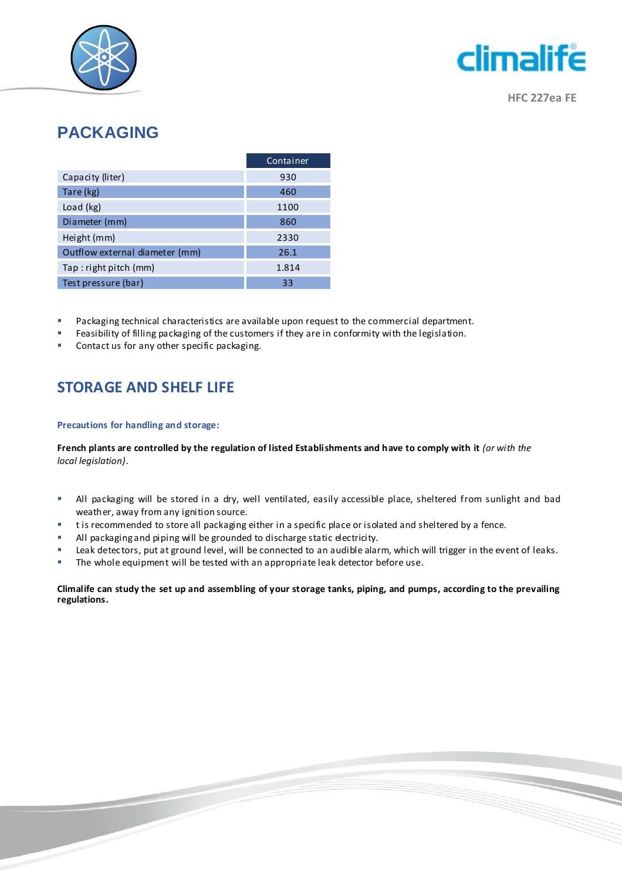## PACKAGING

| | Container |
|---|---|
| Capacity (liter) | 930 |
| Tare (kg) | 460 |
| Load (kg) | 1100 |
| Diameter (mm) | 860 |
| Height (mm) | 2330 |
| Outflow external diameter (mm) | 26.1 |
| Tap : right pitch (mm) | 1.814 |
| Test pressure (bar) | 33 |

- Packaging technical characteristics are available upon request to the commercial department.
- Feasibility of filling packaging of the customers if they are in conformity with the legislation.
- Contact us for any other specific packaging.

## STORAGE AND SHELF LIFE

### Precautions for handling and storage:

**French plants are controlled by the regulation of listed Establishments and have to comply with it** *(or with the local legislation)*.

- All packaging will be stored in a dry, well ventilated, easily accessible place, sheltered from sunlight and bad weather, away from any ignition source.
- t is recommended to store all packaging either in a specific place or isolated and sheltered by a fence.
- All packaging and piping will be grounded to discharge static electricity.
- Leak detectors, put at ground level, will be connected to an audible alarm, which will trigger in the event of leaks.
- The whole equipment will be tested with an appropriate leak detector before use.

**Climalife can study the set up and assembling of your storage tanks, piping, and pumps, according to the prevailing regulations.**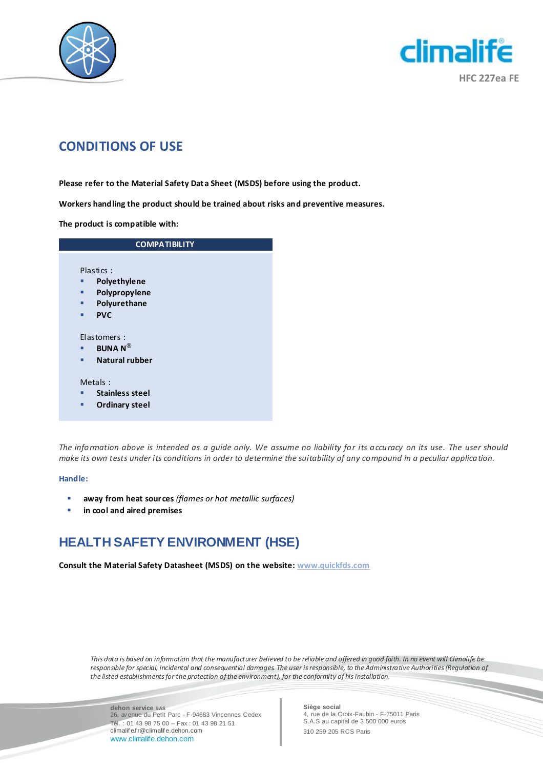## CONDITIONS OF USE

**Please refer to the Material Safety Data Sheet (MSDS) before using the product.**

**Workers handling the product should be trained about risks and preventive measures.**

**The product is compatible with:**

| COMPATIBILITY |
|---|
| Plastics :<br>▪ **Polyethylene**<br>▪ **Polypropylene**<br>▪ **Polyurethane**<br>▪ **PVC**<br><br>Elastomers :<br>▪ **BUNA N®**<br>▪ **Natural rubber**<br><br>Metals :<br>▪ **Stainless steel**<br>▪ **Ordinary steel** |

*The information above is intended as a guide only. We assume no liability for its accuracy on its use. The user should make its own tests under its conditions in order to determine the suitability of any compound in a peculiar application.*

**Handle:**

- **away from heat sources** *(flames or hot metallic surfaces)*
- **in cool and aired premises**

## HEALTH SAFETY ENVIRONMENT (HSE)

**Consult the Material Safety Datasheet (MSDS) on the website:** www.quickfds.com

*This data is based on information that the manufacturer believed to be reliable and offered in good faith. In no event will Climalife be responsible for special, incidental and consequential damages. The user is responsible, to the Administrative Authorities (Regulation of the listed establishments for the protection of the environment), for the conformity of his installation.*

**dehon service SAS**
26, avenue du Petit Parc - F-94683 Vincennes Cedex
Tél. : 01 43 98 75 00 – Fax : 01 43 98 21 51
climalife.fr@climalife.dehon.com
www.climalife.dehon.com

**Siège social**
4, rue de la Croix-Faubin - F-75011 Paris
S.A.S au capital de 3 500 000 euros
310 259 205 RCS Paris